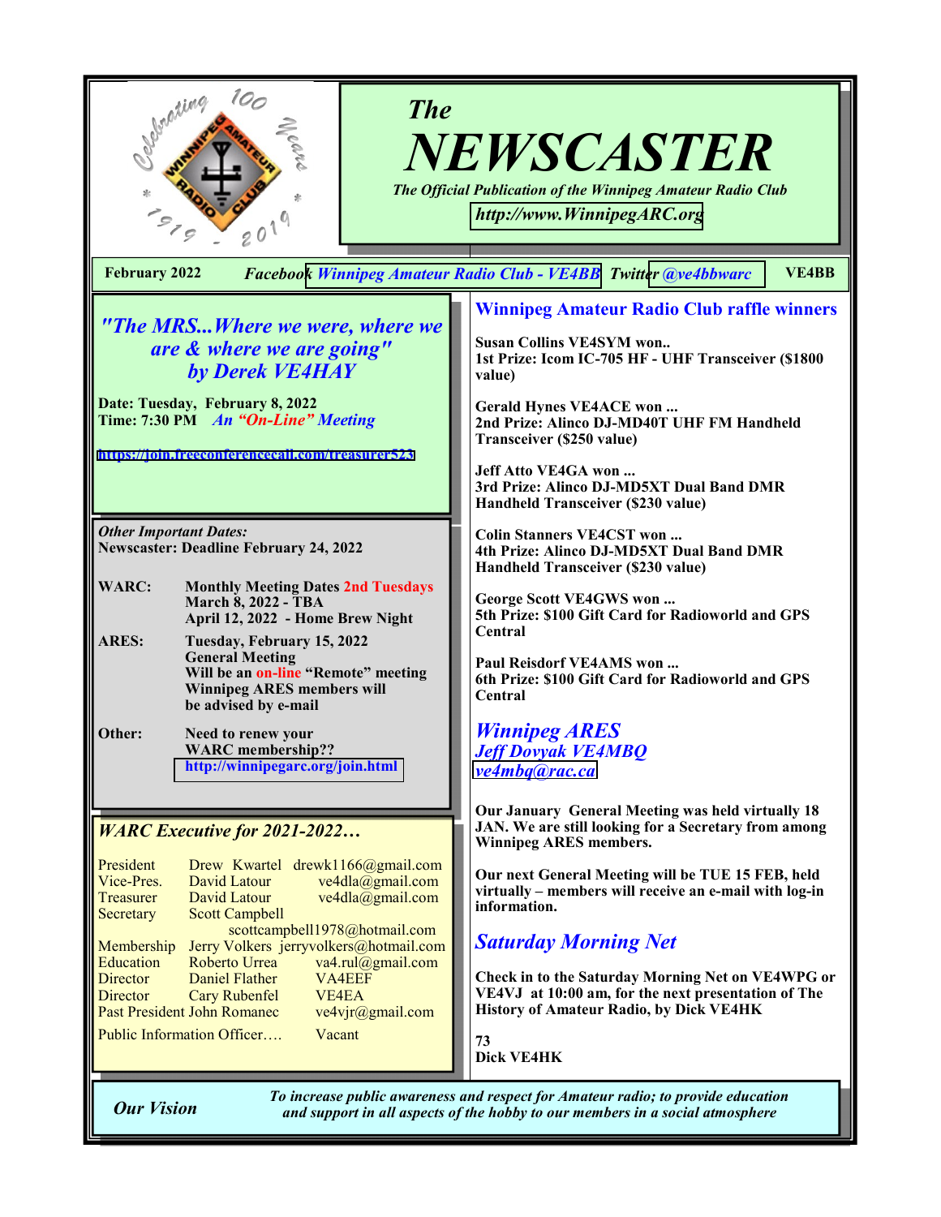# The NEWSCASTER

*The Official Publication of the Winnipeg Amateur Radio Club*

*http://www.WinnipegARC.org*

**February 2022** *Facebook* *Winnipeg Amateur Radio Club - VE4BB* *Twitter* *@ve4bbwarc* **VE4BB**

## *"The MRS...Where we were, where we are & where we are going" by Derek VE4HAY*

**Date: Tuesday, February 8, 2022**
**Time: 7:30 PM** *An "On-Line" Meeting*

https://join.freeconferencecall.com/treasurer523

***Other Important Dates:***
**Newscaster: Deadline February 24, 2022**

**WARC:** Monthly Meeting Dates 2nd Tuesdays
March 8, 2022 - TBA
April 12, 2022 - Home Brew Night

**ARES:** Tuesday, February 15, 2022
General Meeting
Will be an on-line "Remote" meeting
Winnipeg ARES members will be advised by e-mail

**Other:** Need to renew your WARC membership??
http://winnipegarc.org/join.html

## *WARC Executive for 2021-2022…*

| | | |
|---|---|---|
| President | Drew Kwartel | drewk1166@gmail.com |
| Vice-Pres. | David Latour | ve4dla@gmail.com |
| Treasurer | David Latour | ve4dla@gmail.com |
| Secretary | Scott Campbell | scottcampbell1978@hotmail.com |
| Membership | Jerry Volkers | jerryvolkers@hotmail.com |
| Education | Roberto Urrea | va4.rul@gmail.com |
| Director | Daniel Flather | VA4EEF |
| Director | Cary Rubenfel | VE4EA |
| Past President | John Romanec | ve4vjr@gmail.com |
| Public Information Officer…. | | Vacant |

## Winnipeg Amateur Radio Club raffle winners

**Susan Collins VE4SYM won..**
**1st Prize: Icom IC-705 HF - UHF Transceiver ($1800 value)**

**Gerald Hynes VE4ACE won ...**
**2nd Prize: Alinco DJ-MD40T UHF FM Handheld Transceiver ($250 value)**

**Jeff Atto VE4GA won ...**
**3rd Prize: Alinco DJ-MD5XT Dual Band DMR Handheld Transceiver ($230 value)**

**Colin Stanners VE4CST won ...**
**4th Prize: Alinco DJ-MD5XT Dual Band DMR Handheld Transceiver ($230 value)**

**George Scott VE4GWS won ...**
**5th Prize: $100 Gift Card for Radioworld and GPS Central**

**Paul Reisdorf VE4AMS won ...**
**6th Prize: $100 Gift Card for Radioworld and GPS Central**

## *Winnipeg ARES*

*Jeff Dovyak VE4MBQ*
*ve4mbq@rac.ca*

**Our January General Meeting was held virtually 18 JAN. We are still looking for a Secretary from among Winnipeg ARES members.**

**Our next General Meeting will be TUE 15 FEB, held virtually – members will receive an e-mail with log-in information.**

## *Saturday Morning Net*

**Check in to the Saturday Morning Net on VE4WPG or VE4VJ at 10:00 am, for the next presentation of The History of Amateur Radio, by Dick VE4HK**

**73**
**Dick VE4HK**

***Our Vision*** *To increase public awareness and respect for Amateur radio; to provide education and support in all aspects of the hobby to our members in a social atmosphere*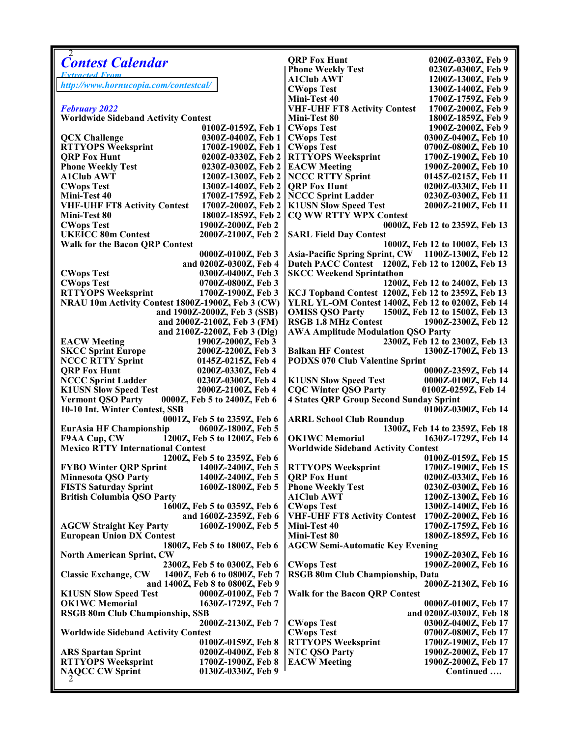# *Contest Calendar*

*Extracted From*
*http://www.hornucopia.com/contestcal/*

***February 2022***

| Contest | Time |
|---|---|
| **Worldwide Sideband Activity Contest** | **0100Z-0159Z, Feb 1** |
| **QCX Challenge** | **0300Z-0400Z, Feb 1** |
| **RTTYOPS Weeksprint** | **1700Z-1900Z, Feb 1** |
| **QRP Fox Hunt** | **0200Z-0330Z, Feb 2** |
| **Phone Weekly Test** | **0230Z-0300Z, Feb 2** |
| **A1Club AWT** | **1200Z-1300Z, Feb 2** |
| **CWops Test** | **1300Z-1400Z, Feb 2** |
| **Mini-Test 40** | **1700Z-1759Z, Feb 2** |
| **VHF-UHF FT8 Activity Contest** | **1700Z-2000Z, Feb 2** |
| **Mini-Test 80** | **1800Z-1859Z, Feb 2** |
| **CWops Test** | **1900Z-2000Z, Feb 2** |
| **UKEICC 80m Contest** | **2000Z-2100Z, Feb 2** |
| **Walk for the Bacon QRP Contest** | **0000Z-0100Z, Feb 3 and 0200Z-0300Z, Feb 4** |
| **CWops Test** | **0300Z-0400Z, Feb 3** |
| **CWops Test** | **0700Z-0800Z, Feb 3** |
| **RTTYOPS Weeksprint** | **1700Z-1900Z, Feb 3** |
| **NRAU 10m Activity Contest** | **1800Z-1900Z, Feb 3 (CW) and 1900Z-2000Z, Feb 3 (SSB) and 2000Z-2100Z, Feb 3 (FM) and 2100Z-2200Z, Feb 3 (Dig)** |
| **EACW Meeting** | **1900Z-2000Z, Feb 3** |
| **SKCC Sprint Europe** | **2000Z-2200Z, Feb 3** |
| **NCCC RTTY Sprint** | **0145Z-0215Z, Feb 4** |
| **QRP Fox Hunt** | **0200Z-0330Z, Feb 4** |
| **NCCC Sprint Ladder** | **0230Z-0300Z, Feb 4** |
| **K1USN Slow Speed Test** | **2000Z-2100Z, Feb 4** |
| **Vermont QSO Party** | **0000Z, Feb 5 to 2400Z, Feb 6** |
| **10-10 Int. Winter Contest, SSB** | **0001Z, Feb 5 to 2359Z, Feb 6** |
| **EurAsia HF Championship** | **0600Z-1800Z, Feb 5** |
| **F9AA Cup, CW** | **1200Z, Feb 5 to 1200Z, Feb 6** |
| **Mexico RTTY International Contest** | **1200Z, Feb 5 to 2359Z, Feb 6** |
| **FYBO Winter QRP Sprint** | **1400Z-2400Z, Feb 5** |
| **Minnesota QSO Party** | **1400Z-2400Z, Feb 5** |
| **FISTS Saturday Sprint** | **1600Z-1800Z, Feb 5** |
| **British Columbia QSO Party** | **1600Z, Feb 5 to 0359Z, Feb 6 and 1600Z-2359Z, Feb 6** |
| **AGCW Straight Key Party** | **1600Z-1900Z, Feb 5** |
| **European Union DX Contest** | **1800Z, Feb 5 to 1800Z, Feb 6** |
| **North American Sprint, CW** | **2300Z, Feb 5 to 0300Z, Feb 6** |
| **Classic Exchange, CW** | **1400Z, Feb 6 to 0800Z, Feb 7 and 1400Z, Feb 8 to 0800Z, Feb 9** |
| **K1USN Slow Speed Test** | **0000Z-0100Z, Feb 7** |
| **OK1WC Memorial** | **1630Z-1729Z, Feb 7** |
| **RSGB 80m Club Championship, SSB** | **2000Z-2130Z, Feb 7** |
| **Worldwide Sideband Activity Contest** | **0100Z-0159Z, Feb 8** |
| **ARS Spartan Sprint** | **0200Z-0400Z, Feb 8** |
| **RTTYOPS Weeksprint** | **1700Z-1900Z, Feb 8** |
| **NAQCC CW Sprint** | **0130Z-0330Z, Feb 9** |
| **QRP Fox Hunt** | **0200Z-0330Z, Feb 9** |
| **Phone Weekly Test** | **0230Z-0300Z, Feb 9** |
| **A1Club AWT** | **1200Z-1300Z, Feb 9** |
| **CWops Test** | **1300Z-1400Z, Feb 9** |
| **Mini-Test 40** | **1700Z-1759Z, Feb 9** |
| **VHF-UHF FT8 Activity Contest** | **1700Z-2000Z, Feb 9** |
| **Mini-Test 80** | **1800Z-1859Z, Feb 9** |
| **CWops Test** | **1900Z-2000Z, Feb 9** |
| **CWops Test** | **0300Z-0400Z, Feb 10** |
| **CWops Test** | **0700Z-0800Z, Feb 10** |
| **RTTYOPS Weeksprint** | **1700Z-1900Z, Feb 10** |
| **EACW Meeting** | **1900Z-2000Z, Feb 10** |
| **NCCC RTTY Sprint** | **0145Z-0215Z, Feb 11** |
| **QRP Fox Hunt** | **0200Z-0330Z, Feb 11** |
| **NCCC Sprint Ladder** | **0230Z-0300Z, Feb 11** |
| **K1USN Slow Speed Test** | **2000Z-2100Z, Feb 11** |
| **CQ WW RTTY WPX Contest** | **0000Z, Feb 12 to 2359Z, Feb 13** |
| **SARL Field Day Contest** | **1000Z, Feb 12 to 1000Z, Feb 13** |
| **Asia-Pacific Spring Sprint, CW** | **1100Z-1300Z, Feb 12** |
| **Dutch PACC Contest** | **1200Z, Feb 12 to 1200Z, Feb 13** |
| **SKCC Weekend Sprintathon** | **1200Z, Feb 12 to 2400Z, Feb 13** |
| **KCJ Topband Contest** | **1200Z, Feb 12 to 2359Z, Feb 13** |
| **YLRL YL-OM Contest** | **1400Z, Feb 12 to 0200Z, Feb 14** |
| **OMISS QSO Party** | **1500Z, Feb 12 to 1500Z, Feb 13** |
| **RSGB 1.8 MHz Contest** | **1900Z-2300Z, Feb 12** |
| **AWA Amplitude Modulation QSO Party** | **2300Z, Feb 12 to 2300Z, Feb 13** |
| **Balkan HF Contest** | **1300Z-1700Z, Feb 13** |
| **PODXS 070 Club Valentine Sprint** | **0000Z-2359Z, Feb 14** |
| **K1USN Slow Speed Test** | **0000Z-0100Z, Feb 14** |
| **CQC Winter QSO Party** | **0100Z-0259Z, Feb 14** |
| **4 States QRP Group Second Sunday Sprint** | **0100Z-0300Z, Feb 14** |
| **ARRL School Club Roundup** | **1300Z, Feb 14 to 2359Z, Feb 18** |
| **OK1WC Memorial** | **1630Z-1729Z, Feb 14** |
| **Worldwide Sideband Activity Contest** | **0100Z-0159Z, Feb 15** |
| **RTTYOPS Weeksprint** | **1700Z-1900Z, Feb 15** |
| **QRP Fox Hunt** | **0200Z-0330Z, Feb 16** |
| **Phone Weekly Test** | **0230Z-0300Z, Feb 16** |
| **A1Club AWT** | **1200Z-1300Z, Feb 16** |
| **CWops Test** | **1300Z-1400Z, Feb 16** |
| **VHF-UHF FT8 Activity Contest** | **1700Z-2000Z, Feb 16** |
| **Mini-Test 40** | **1700Z-1759Z, Feb 16** |
| **Mini-Test 80** | **1800Z-1859Z, Feb 16** |
| **AGCW Semi-Automatic Key Evening** | **1900Z-2030Z, Feb 16** |
| **CWops Test** | **1900Z-2000Z, Feb 16** |
| **RSGB 80m Club Championship, Data** | **2000Z-2130Z, Feb 16** |
| **Walk for the Bacon QRP Contest** | **0000Z-0100Z, Feb 17 and 0200Z-0300Z, Feb 18** |
| **CWops Test** | **0300Z-0400Z, Feb 17** |
| **CWops Test** | **0700Z-0800Z, Feb 17** |
| **RTTYOPS Weeksprint** | **1700Z-1900Z, Feb 17** |
| **NTC QSO Party** | **1900Z-2000Z, Feb 17** |
| **EACW Meeting** | **1900Z-2000Z, Feb 17** |

**Continued ….**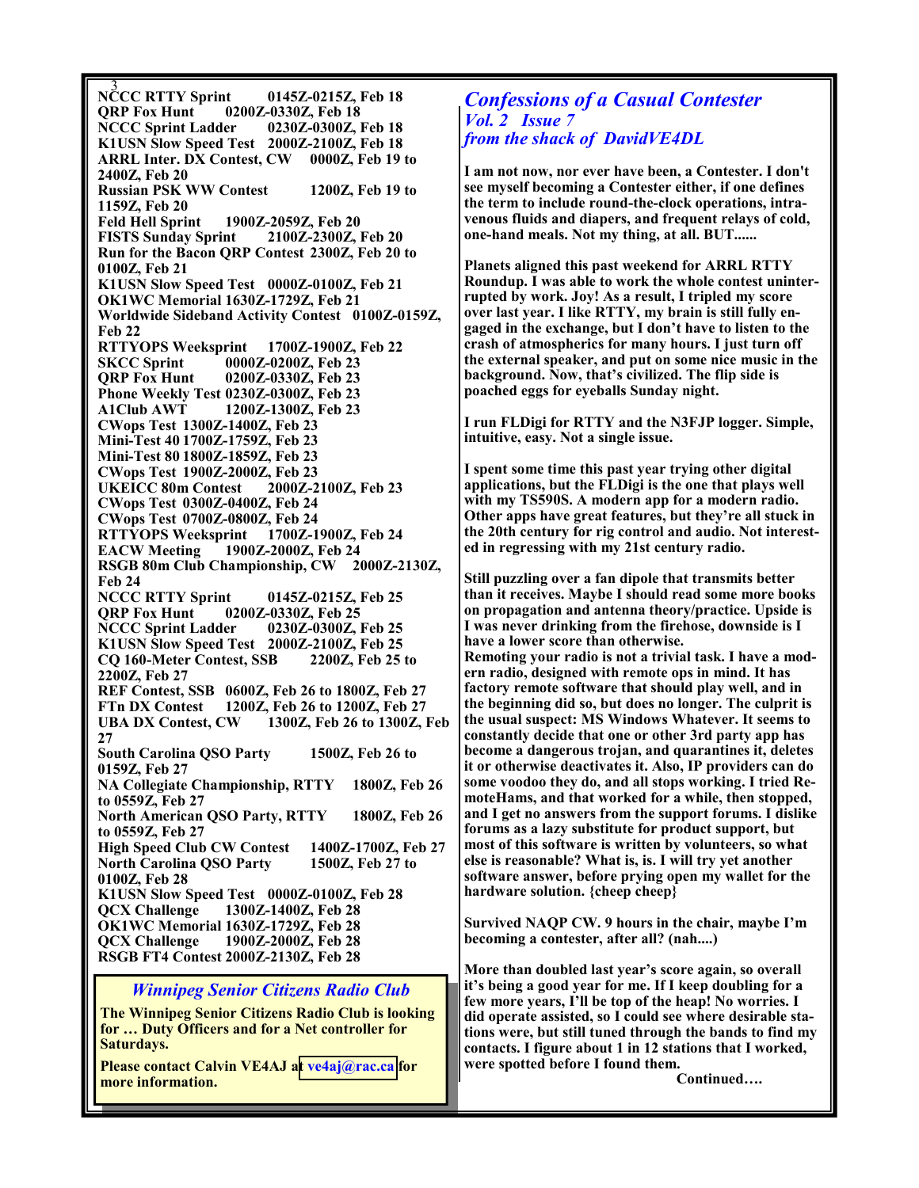**NCCC RTTY Sprint 0145Z-0215Z, Feb 18**
**QRP Fox Hunt 0200Z-0330Z, Feb 18**
**NCCC Sprint Ladder 0230Z-0300Z, Feb 18**
**K1USN Slow Speed Test 2000Z-2100Z, Feb 18**
**ARRL Inter. DX Contest, CW 0000Z, Feb 19 to 2400Z, Feb 20**
**Russian PSK WW Contest 1200Z, Feb 19 to 1159Z, Feb 20**
**Feld Hell Sprint 1900Z-2059Z, Feb 20**
**FISTS Sunday Sprint 2100Z-2300Z, Feb 20**
**Run for the Bacon QRP Contest 2300Z, Feb 20 to 0100Z, Feb 21**
**K1USN Slow Speed Test 0000Z-0100Z, Feb 21**
**OK1WC Memorial 1630Z-1729Z, Feb 21**
**Worldwide Sideband Activity Contest 0100Z-0159Z, Feb 22**
**RTTYOPS Weeksprint 1700Z-1900Z, Feb 22**
**SKCC Sprint 0000Z-0200Z, Feb 23**
**QRP Fox Hunt 0200Z-0330Z, Feb 23**
**Phone Weekly Test 0230Z-0300Z, Feb 23**
**A1Club AWT 1200Z-1300Z, Feb 23**
**CWops Test 1300Z-1400Z, Feb 23**
**Mini-Test 40 1700Z-1759Z, Feb 23**
**Mini-Test 80 1800Z-1859Z, Feb 23**
**CWops Test 1900Z-2000Z, Feb 23**
**UKEICC 80m Contest 2000Z-2100Z, Feb 23**
**CWops Test 0300Z-0400Z, Feb 24**
**CWops Test 0700Z-0800Z, Feb 24**
**RTTYOPS Weeksprint 1700Z-1900Z, Feb 24**
**EACW Meeting 1900Z-2000Z, Feb 24**
**RSGB 80m Club Championship, CW 2000Z-2130Z, Feb 24**
**NCCC RTTY Sprint 0145Z-0215Z, Feb 25**
**QRP Fox Hunt 0200Z-0330Z, Feb 25**
**NCCC Sprint Ladder 0230Z-0300Z, Feb 25**
**K1USN Slow Speed Test 2000Z-2100Z, Feb 25**
**CQ 160-Meter Contest, SSB 2200Z, Feb 25 to 2200Z, Feb 27**
**REF Contest, SSB 0600Z, Feb 26 to 1800Z, Feb 27**
**FTn DX Contest 1200Z, Feb 26 to 1200Z, Feb 27**
**UBA DX Contest, CW 1300Z, Feb 26 to 1300Z, Feb 27**
**South Carolina QSO Party 1500Z, Feb 26 to 0159Z, Feb 27**
**NA Collegiate Championship, RTTY 1800Z, Feb 26 to 0559Z, Feb 27**
**North American QSO Party, RTTY 1800Z, Feb 26 to 0559Z, Feb 27**
**High Speed Club CW Contest 1400Z-1700Z, Feb 27**
**North Carolina QSO Party 1500Z, Feb 27 to 0100Z, Feb 28**
**K1USN Slow Speed Test 0000Z-0100Z, Feb 28**
**QCX Challenge 1300Z-1400Z, Feb 28**
**OK1WC Memorial 1630Z-1729Z, Feb 28**
**QCX Challenge 1900Z-2000Z, Feb 28**
**RSGB FT4 Contest 2000Z-2130Z, Feb 28**

## *Winnipeg Senior Citizens Radio Club*

**The Winnipeg Senior Citizens Radio Club is looking for … Duty Officers and for a Net controller for Saturdays.**

**Please contact Calvin VE4AJ at ve4aj@rac.ca for more information.**

## *Confessions of a Casual Contester*
### *Vol. 2 Issue 7*
### *from the shack of DavidVE4DL*

**I am not now, nor ever have been, a Contester. I don't see myself becoming a Contester either, if one defines the term to include round-the-clock operations, intravenous fluids and diapers, and frequent relays of cold, one-hand meals. Not my thing, at all. BUT......**

**Planets aligned this past weekend for ARRL RTTY Roundup. I was able to work the whole contest uninterrupted by work. Joy! As a result, I tripled my score over last year. I like RTTY, my brain is still fully engaged in the exchange, but I don't have to listen to the crash of atmospherics for many hours. I just turn off the external speaker, and put on some nice music in the background. Now, that's civilized. The flip side is poached eggs for eyeballs Sunday night.**

**I run FLDigi for RTTY and the N3FJP logger. Simple, intuitive, easy. Not a single issue.**

**I spent some time this past year trying other digital applications, but the FLDigi is the one that plays well with my TS590S. A modern app for a modern radio. Other apps have great features, but they're all stuck in the 20th century for rig control and audio. Not interested in regressing with my 21st century radio.**

**Still puzzling over a fan dipole that transmits better than it receives. Maybe I should read some more books on propagation and antenna theory/practice. Upside is I was never drinking from the firehose, downside is I have a lower score than otherwise.**
**Remoting your radio is not a trivial task. I have a modern radio, designed with remote ops in mind. It has factory remote software that should play well, and in the beginning did so, but does no longer. The culprit is the usual suspect: MS Windows Whatever. It seems to constantly decide that one or other 3rd party app has become a dangerous trojan, and quarantines it, deletes it or otherwise deactivates it. Also, IP providers can do some voodoo they do, and all stops working. I tried RemoteHams, and that worked for a while, then stopped, and I get no answers from the support forums. I dislike forums as a lazy substitute for product support, but most of this software is written by volunteers, so what else is reasonable? What is, is. I will try yet another software answer, before prying open my wallet for the hardware solution. {cheep cheep}**

**Survived NAQP CW. 9 hours in the chair, maybe I'm becoming a contester, after all? (nah....)**

**More than doubled last year's score again, so overall it's being a good year for me. If I keep doubling for a few more years, I'll be top of the heap! No worries. I did operate assisted, so I could see where desirable stations were, but still tuned through the bands to find my contacts. I figure about 1 in 12 stations that I worked, were spotted before I found them.**

**Continued….**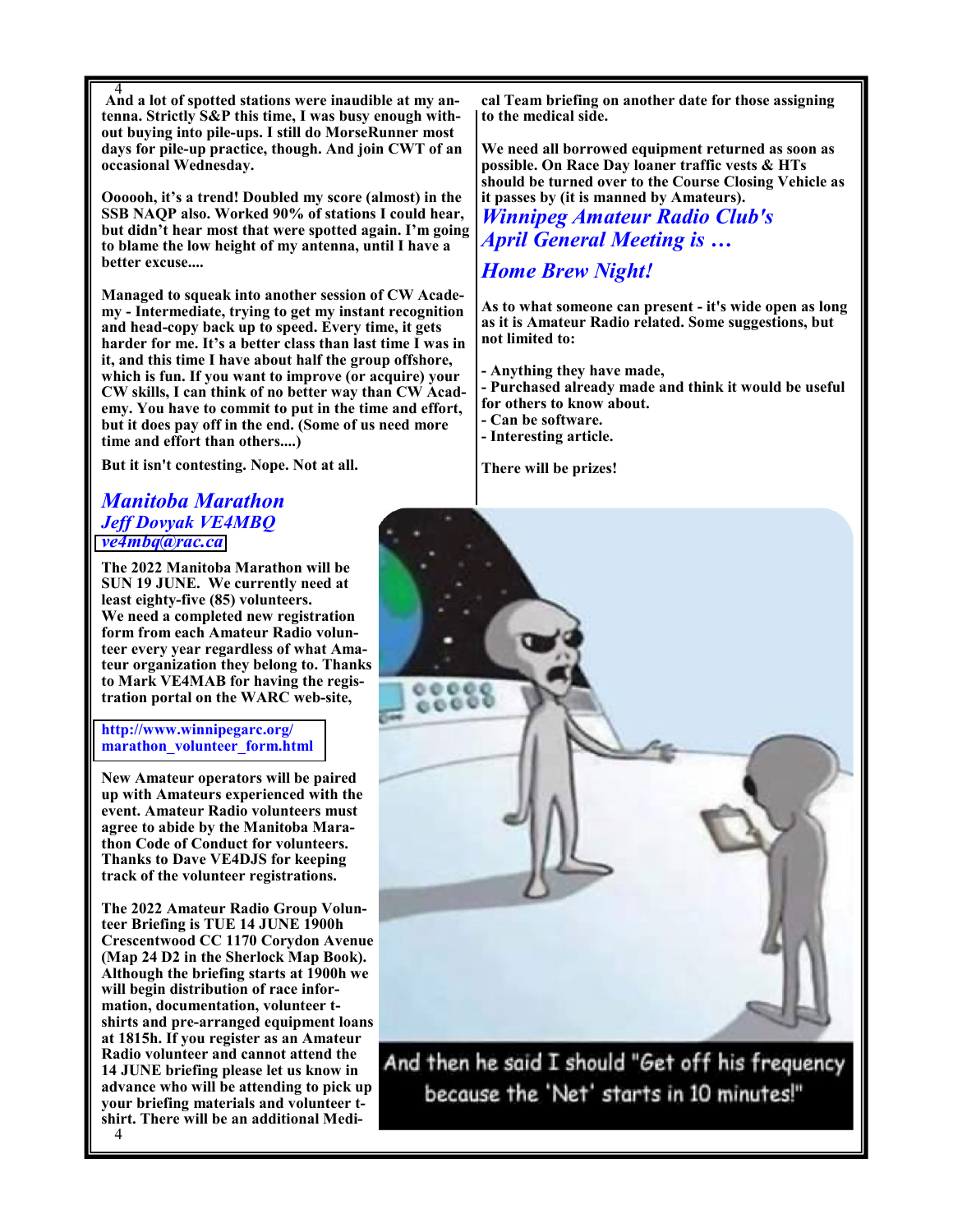And a lot of spotted stations were inaudible at my antenna. Strictly S&P this time, I was busy enough without buying into pile-ups. I still do MorseRunner most days for pile-up practice, though. And join CWT of an occasional Wednesday.

Oooooh, it's a trend! Doubled my score (almost) in the SSB NAQP also. Worked 90% of stations I could hear, but didn't hear most that were spotted again. I'm going to blame the low height of my antenna, until I have a better excuse....

Managed to squeak into another session of CW Academy - Intermediate, trying to get my instant recognition and head-copy back up to speed. Every time, it gets harder for me. It's a better class than last time I was in it, and this time I have about half the group offshore, which is fun. If you want to improve (or acquire) your CW skills, I can think of no better way than CW Academy. You have to commit to put in the time and effort, but it does pay off in the end. (Some of us need more time and effort than others....)

But it isn't contesting. Nope. Not at all.

## *Manitoba Marathon*

### *Jeff Dovyak VE4MBQ*

*ve4mbq@rac.ca*

The 2022 Manitoba Marathon will be SUN 19 JUNE. We currently need at least eighty-five (85) volunteers. We need a completed new registration form from each Amateur Radio volunteer every year regardless of what Amateur organization they belong to. Thanks to Mark VE4MAB for having the registration portal on the WARC web-site,

http://www.winnipegarc.org/marathon_volunteer_form.html

New Amateur operators will be paired up with Amateurs experienced with the event. Amateur Radio volunteers must agree to abide by the Manitoba Marathon Code of Conduct for volunteers. Thanks to Dave VE4DJS for keeping track of the volunteer registrations.

The 2022 Amateur Radio Group Volunteer Briefing is TUE 14 JUNE 1900h Crescentwood CC 1170 Corydon Avenue (Map 24 D2 in the Sherlock Map Book). Although the briefing starts at 1900h we will begin distribution of race information, documentation, volunteer t-shirts and pre-arranged equipment loans at 1815h. If you register as an Amateur Radio volunteer and cannot attend the 14 JUNE briefing please let us know in advance who will be attending to pick up your briefing materials and volunteer t-shirt. There will be an additional Medical Team briefing on another date for those assigning to the medical side.

We need all borrowed equipment returned as soon as possible. On Race Day loaner traffic vests & HTs should be turned over to the Course Closing Vehicle as it passes by (it is manned by Amateurs).

## *Winnipeg Amateur Radio Club's April General Meeting is …*

## *Home Brew Night!*

As to what someone can present - it's wide open as long as it is Amateur Radio related. Some suggestions, but not limited to:

- Anything they have made,
- Purchased already made and think it would be useful for others to know about.
- Can be software.
- Interesting article.

There will be prizes!

And then he said I should "Get off his frequency because the 'Net' starts in 10 minutes!"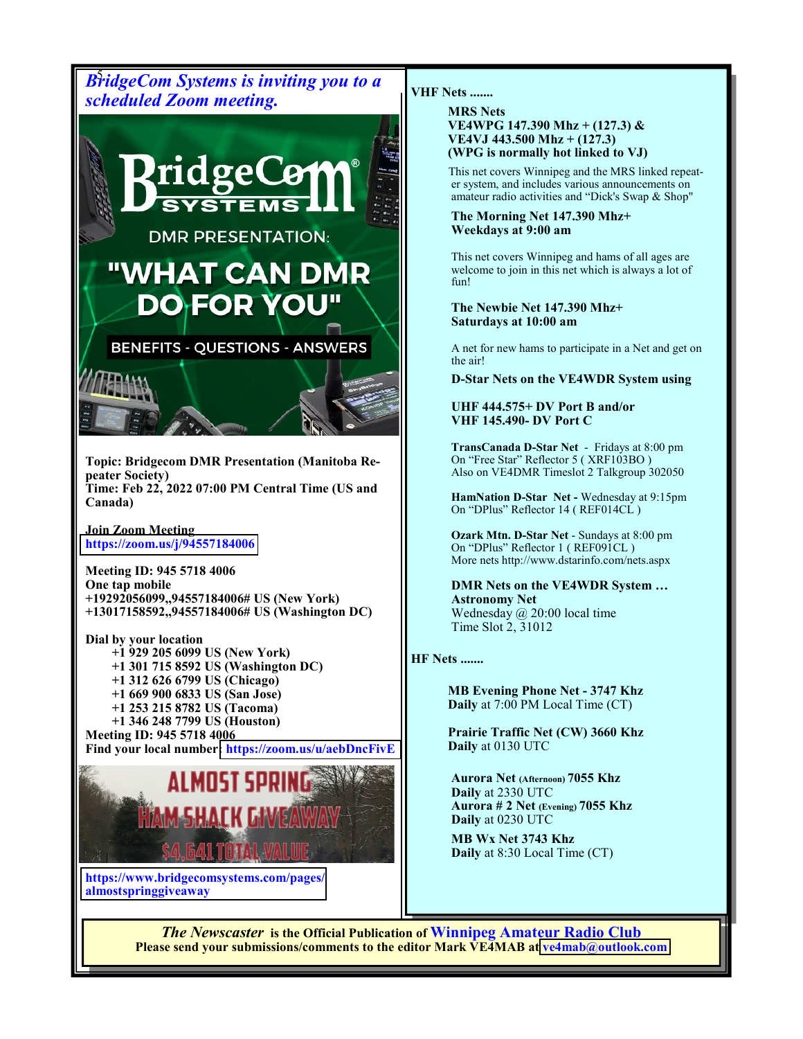*BridgeCom Systems is inviting you to a scheduled Zoom meeting.*

BridgeCom SYSTEMS

DMR PRESENTATION:

"WHAT CAN DMR DO FOR YOU"

BENEFITS - QUESTIONS - ANSWERS

**Topic: Bridgecom DMR Presentation (Manitoba Repeater Society)**
**Time: Feb 22, 2022 07:00 PM Central Time (US and Canada)**

**Join Zoom Meeting**
https://zoom.us/j/94557184006

**Meeting ID: 945 5718 4006**
**One tap mobile**
**+19292056099,,94557184006# US (New York)**
**+13017158592,,94557184006# US (Washington DC)**

**Dial by your location**
- **+1 929 205 6099 US (New York)**
- **+1 301 715 8592 US (Washington DC)**
- **+1 312 626 6799 US (Chicago)**
- **+1 669 900 6833 US (San Jose)**
- **+1 253 215 8782 US (Tacoma)**
- **+1 346 248 7799 US (Houston)**

**Meeting ID: 945 5718 4006**
**Find your local number:** https://zoom.us/u/aebDncFivE

ALMOST SPRING HAM SHACK GIVEAWAY $4,641 TOTAL VALUE

https://www.bridgecomsystems.com/pages/almostspringgiveaway

**VHF Nets .......**

**MRS Nets**
**VE4WPG 147.390 Mhz + (127.3) &**
**VE4VJ 443.500 Mhz + (127.3)**
**(WPG is normally hot linked to VJ)**

This net covers Winnipeg and the MRS linked repeater system, and includes various announcements on amateur radio activities and "Dick's Swap & Shop"

**The Morning Net 147.390 Mhz+**
**Weekdays at 9:00 am**

This net covers Winnipeg and hams of all ages are welcome to join in this net which is always a lot of fun!

**The Newbie Net 147.390 Mhz+**
**Saturdays at 10:00 am**

A net for new hams to participate in a Net and get on the air!

**D-Star Nets on the VE4WDR System using**

**UHF 444.575+ DV Port B and/or**
**VHF 145.490- DV Port C**

**TransCanada D-Star Net** - Fridays at 8:00 pm
On "Free Star" Reflector 5 ( XRF103BO )
Also on VE4DMR Timeslot 2 Talkgroup 302050

**HamNation D-Star Net -** Wednesday at 9:15pm
On "DPlus" Reflector 14 ( REF014CL )

**Ozark Mtn. D-Star Net** - Sundays at 8:00 pm
On "DPlus" Reflector 1 ( REF091CL )
More nets http://www.dstarinfo.com/nets.aspx

**DMR Nets on the VE4WDR System …**
**Astronomy Net**
Wednesday @ 20:00 local time
Time Slot 2, 31012

**HF Nets .......**

**MB Evening Phone Net - 3747 Khz**
**Daily** at 7:00 PM Local Time (CT)

**Prairie Traffic Net (CW) 3660 Khz**
**Daily** at 0130 UTC

**Aurora Net (Afternoon) 7055 Khz**
**Daily** at 2330 UTC
**Aurora # 2 Net (Evening) 7055 Khz**
**Daily** at 0230 UTC

**MB Wx Net 3743 Khz**
**Daily** at 8:30 Local Time (CT)

***The Newscaster*** **is the Official Publication of Winnipeg Amateur Radio Club**
**Please send your submissions/comments to the editor Mark VE4MAB at ve4mab@outlook.com**